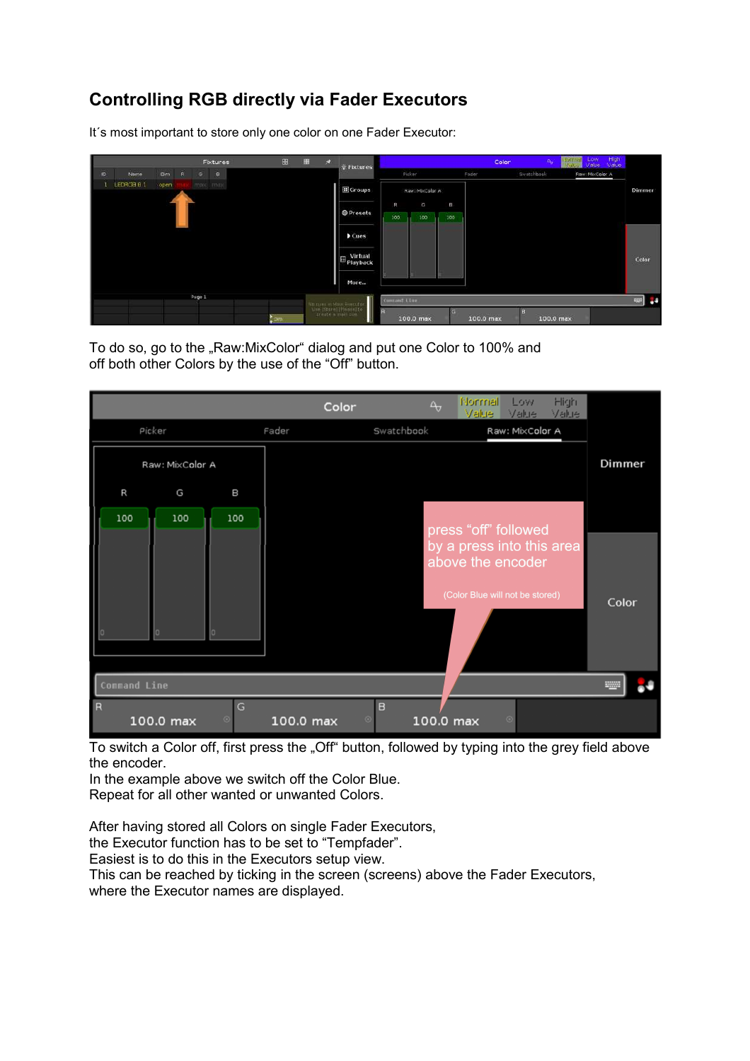## Controlling RGB directly via Fader Executors

It´s most important to store only one color on one Fader Executor:

To do so, go to the „Raw:MixColor“ dialog and put one Color to 100% and off both other Colors by the use of the “Off” button.

To switch a Color off, first press the „Off“ button, followed by typing into the grey field above the encoder.
In the example above we switch off the Color Blue.
Repeat for all other wanted or unwanted Colors.

After having stored all Colors on single Fader Executors,
the Executor function has to be set to “Tempfader”.
Easiest is to do this in the Executors setup view.
This can be reached by ticking in the screen (screens) above the Fader Executors,
where the Executor names are displayed.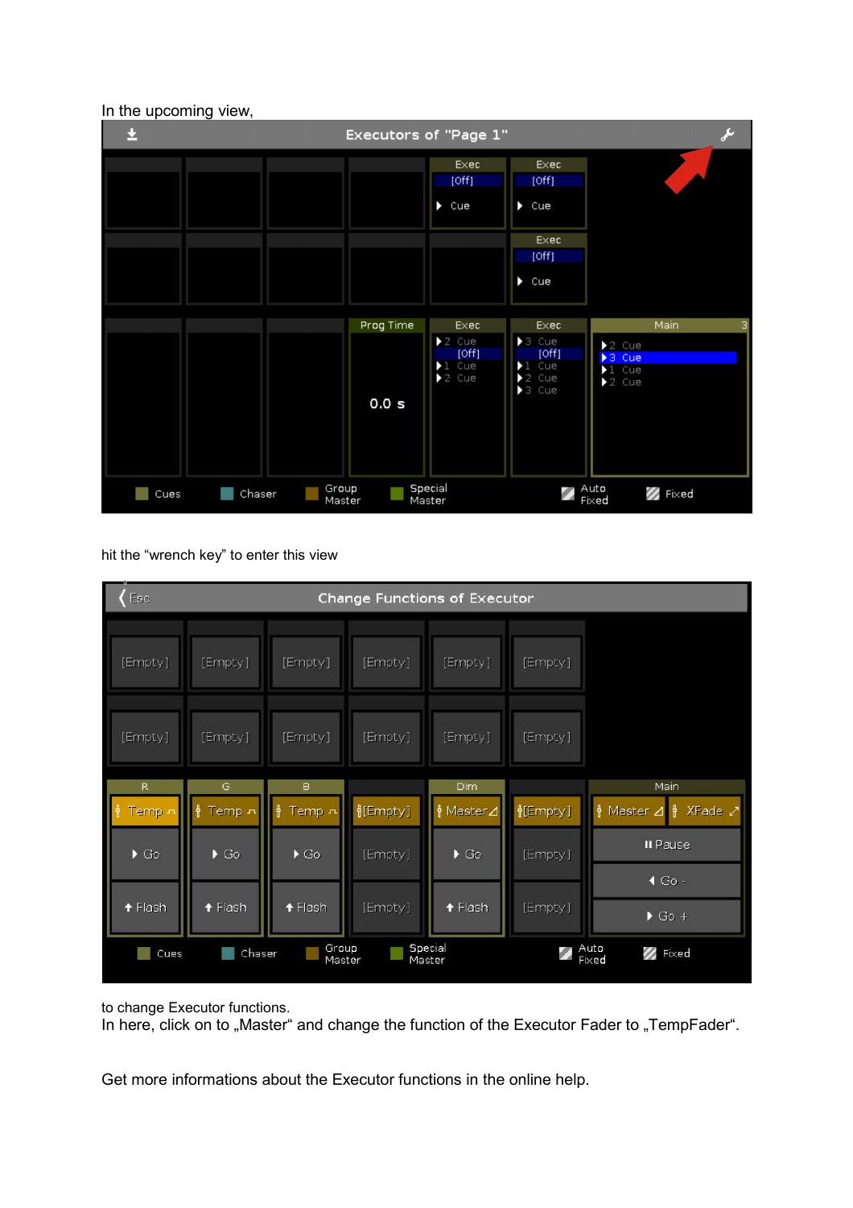In the upcoming view,

hit the “wrench key” to enter this view

to change Executor functions.
In here, click on to „Master“ and change the function of the Executor Fader to „TempFader“.

Get more informations about the Executor functions in the online help.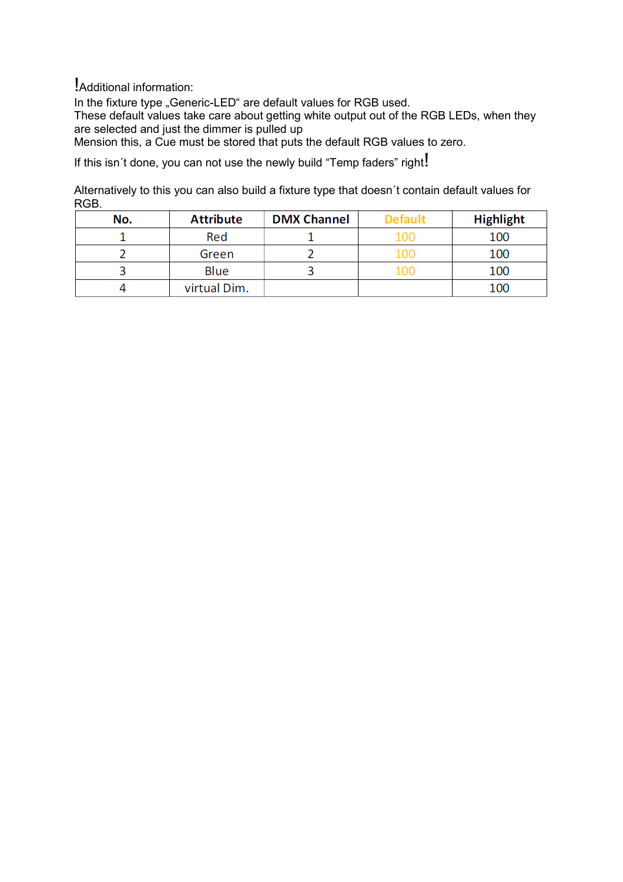!Additional information:
In the fixture type „Generic-LED“ are default values for RGB used.
These default values take care about getting white output out of the RGB LEDs, when they are selected and just the dimmer is pulled up
Mension this, a Cue must be stored that puts the default RGB values to zero.

If this isn´t done, you can not use the newly build “Temp faders” right!

Alternatively to this you can also build a fixture type that doesn´t contain default values for RGB.

| No. | Attribute | DMX Channel | Default | Highlight |
|---|---|---|---|---|
| 1 | Red | 1 | 100 | 100 |
| 2 | Green | 2 | 100 | 100 |
| 3 | Blue | 3 | 100 | 100 |
| 4 | virtual Dim. | | | 100 |